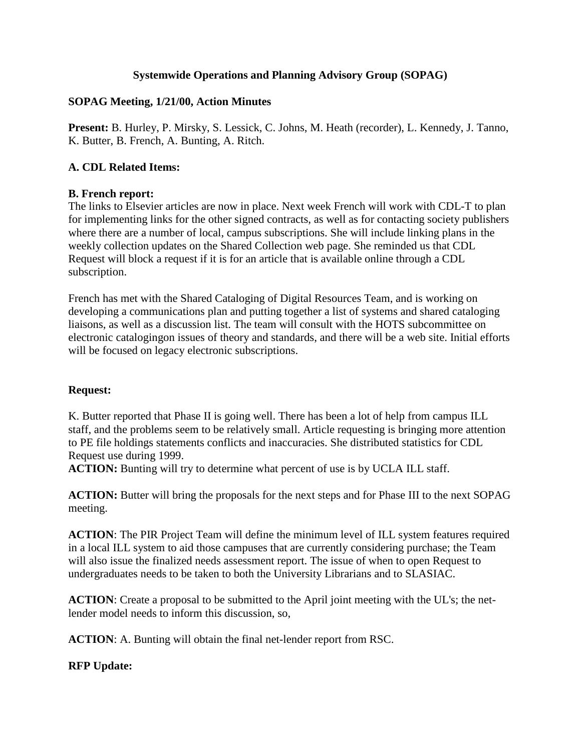### Systemwide Operations and Planning Advisory Group (SOPAG)

**SOPAG Meeting, 1/21/00, Action Minutes**

**Present:** B. Hurley, P. Mirsky, S. Lessick, C. Johns, M. Heath (recorder), L. Kennedy, J. Tanno, K. Butter, B. French, A. Bunting, A. Ritch.

**A. CDL Related Items:**

**B. French report:**
The links to Elsevier articles are now in place. Next week French will work with CDL-T to plan for implementing links for the other signed contracts, as well as for contacting society publishers where there are a number of local, campus subscriptions. She will include linking plans in the weekly collection updates on the Shared Collection web page. She reminded us that CDL Request will block a request if it is for an article that is available online through a CDL subscription.

French has met with the Shared Cataloging of Digital Resources Team, and is working on developing a communications plan and putting together a list of systems and shared cataloging liaisons, as well as a discussion list. The team will consult with the HOTS subcommittee on electronic catalogingon issues of theory and standards, and there will be a web site. Initial efforts will be focused on legacy electronic subscriptions.

**Request:**

K. Butter reported that Phase II is going well. There has been a lot of help from campus ILL staff, and the problems seem to be relatively small. Article requesting is bringing more attention to PE file holdings statements conflicts and inaccuracies. She distributed statistics for CDL Request use during 1999.
**ACTION:** Bunting will try to determine what percent of use is by UCLA ILL staff.

**ACTION:** Butter will bring the proposals for the next steps and for Phase III to the next SOPAG meeting.

**ACTION**: The PIR Project Team will define the minimum level of ILL system features required in a local ILL system to aid those campuses that are currently considering purchase; the Team will also issue the finalized needs assessment report. The issue of when to open Request to undergraduates needs to be taken to both the University Librarians and to SLASIAC.

**ACTION**: Create a proposal to be submitted to the April joint meeting with the UL's; the net-lender model needs to inform this discussion, so,

**ACTION**: A. Bunting will obtain the final net-lender report from RSC.

**RFP Update:**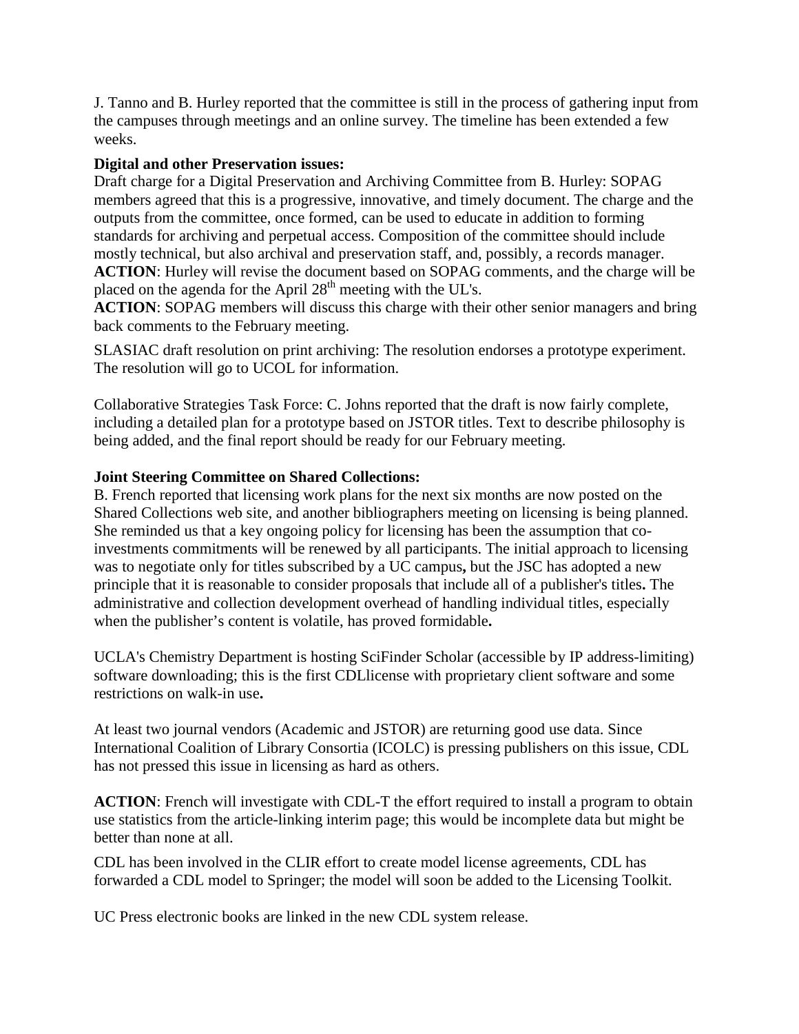J. Tanno and B. Hurley reported that the committee is still in the process of gathering input from the campuses through meetings and an online survey. The timeline has been extended a few weeks.

**Digital and other Preservation issues:**
Draft charge for a Digital Preservation and Archiving Committee from B. Hurley: SOPAG members agreed that this is a progressive, innovative, and timely document. The charge and the outputs from the committee, once formed, can be used to educate in addition to forming standards for archiving and perpetual access. Composition of the committee should include mostly technical, but also archival and preservation staff, and, possibly, a records manager.
**ACTION**: Hurley will revise the document based on SOPAG comments, and the charge will be placed on the agenda for the April 28th meeting with the UL's.
**ACTION**: SOPAG members will discuss this charge with their other senior managers and bring back comments to the February meeting.

SLASIAC draft resolution on print archiving: The resolution endorses a prototype experiment. The resolution will go to UCOL for information.

Collaborative Strategies Task Force: C. Johns reported that the draft is now fairly complete, including a detailed plan for a prototype based on JSTOR titles. Text to describe philosophy is being added, and the final report should be ready for our February meeting.

**Joint Steering Committee on Shared Collections:**
B. French reported that licensing work plans for the next six months are now posted on the Shared Collections web site, and another bibliographers meeting on licensing is being planned. She reminded us that a key ongoing policy for licensing has been the assumption that co-investments commitments will be renewed by all participants. The initial approach to licensing was to negotiate only for titles subscribed by a UC campus**,** but the JSC has adopted a new principle that it is reasonable to consider proposals that include all of a publisher's titles**.** The administrative and collection development overhead of handling individual titles, especially when the publisher's content is volatile, has proved formidable**.**

UCLA's Chemistry Department is hosting SciFinder Scholar (accessible by IP address-limiting) software downloading; this is the first CDLlicense with proprietary client software and some restrictions on walk-in use**.**

At least two journal vendors (Academic and JSTOR) are returning good use data. Since International Coalition of Library Consortia (ICOLC) is pressing publishers on this issue, CDL has not pressed this issue in licensing as hard as others.

**ACTION**: French will investigate with CDL-T the effort required to install a program to obtain use statistics from the article-linking interim page; this would be incomplete data but might be better than none at all.

CDL has been involved in the CLIR effort to create model license agreements, CDL has forwarded a CDL model to Springer; the model will soon be added to the Licensing Toolkit.

UC Press electronic books are linked in the new CDL system release.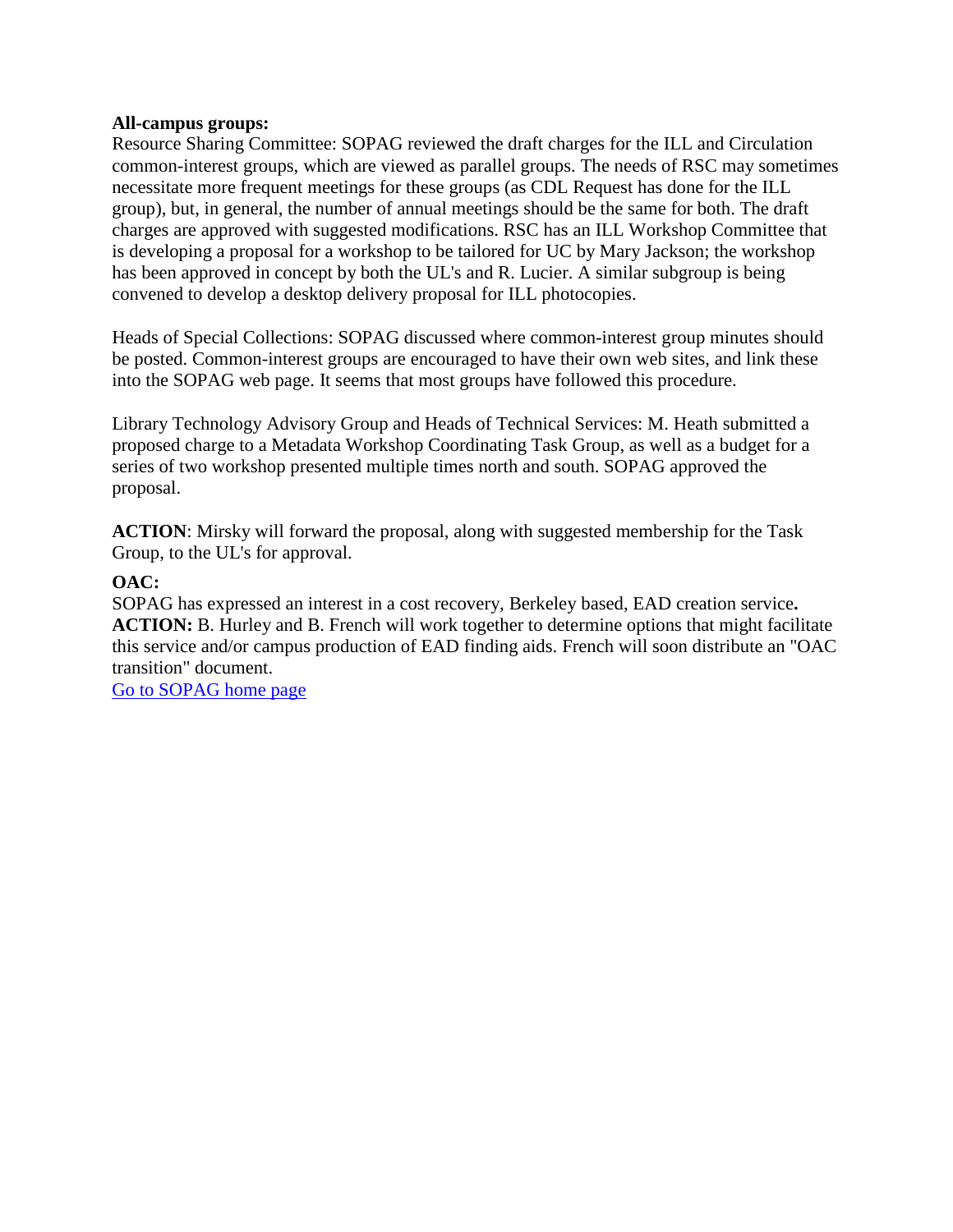**All-campus groups:**

Resource Sharing Committee: SOPAG reviewed the draft charges for the ILL and Circulation common-interest groups, which are viewed as parallel groups. The needs of RSC may sometimes necessitate more frequent meetings for these groups (as CDL Request has done for the ILL group), but, in general, the number of annual meetings should be the same for both. The draft charges are approved with suggested modifications. RSC has an ILL Workshop Committee that is developing a proposal for a workshop to be tailored for UC by Mary Jackson; the workshop has been approved in concept by both the UL's and R. Lucier. A similar subgroup is being convened to develop a desktop delivery proposal for ILL photocopies.

Heads of Special Collections: SOPAG discussed where common-interest group minutes should be posted. Common-interest groups are encouraged to have their own web sites, and link these into the SOPAG web page. It seems that most groups have followed this procedure.

Library Technology Advisory Group and Heads of Technical Services: M. Heath submitted a proposed charge to a Metadata Workshop Coordinating Task Group, as well as a budget for a series of two workshop presented multiple times north and south. SOPAG approved the proposal.

**ACTION**: Mirsky will forward the proposal, along with suggested membership for the Task Group, to the UL's for approval.

**OAC:**

SOPAG has expressed an interest in a cost recovery, Berkeley based, EAD creation service**.**
**ACTION:** B. Hurley and B. French will work together to determine options that might facilitate this service and/or campus production of EAD finding aids. French will soon distribute an "OAC transition" document.

[Go to SOPAG home page]